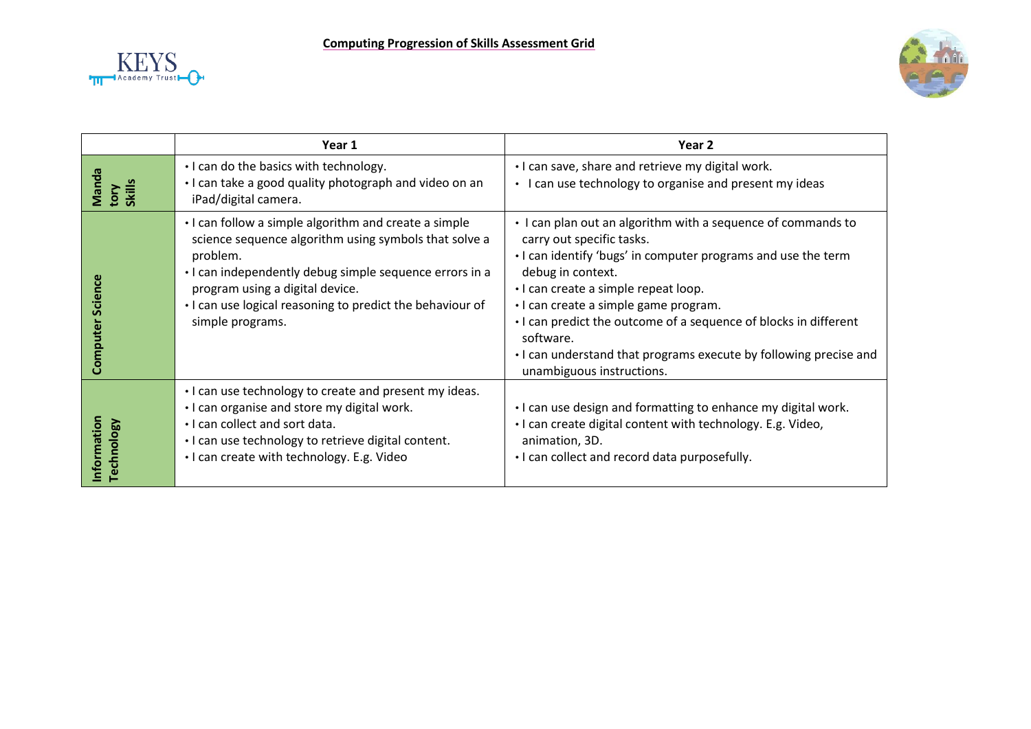**Computing Progression of Skills Assessment Grid**

| | Year 1 | Year 2 |
|---|---|---|
| Mandatory Skills | • I can do the basics with technology.<br>• I can take a good quality photograph and video on an iPad/digital camera. | • I can save, share and retrieve my digital work.<br>• I can use technology to organise and present my ideas |
| Computer Science | • I can follow a simple algorithm and create a simple science sequence algorithm using symbols that solve a problem.<br>• I can independently debug simple sequence errors in a program using a digital device.<br>• I can use logical reasoning to predict the behaviour of simple programs. | • I can plan out an algorithm with a sequence of commands to carry out specific tasks.<br>• I can identify 'bugs' in computer programs and use the term debug in context.<br>• I can create a simple repeat loop.<br>• I can create a simple game program.<br>• I can predict the outcome of a sequence of blocks in different software.<br>• I can understand that programs execute by following precise and unambiguous instructions. |
| Information Technology | • I can use technology to create and present my ideas.<br>• I can organise and store my digital work.<br>• I can collect and sort data.<br>• I can use technology to retrieve digital content.<br>• I can create with technology. E.g. Video | • I can use design and formatting to enhance my digital work.<br>• I can create digital content with technology. E.g. Video, animation, 3D.<br>• I can collect and record data purposefully. |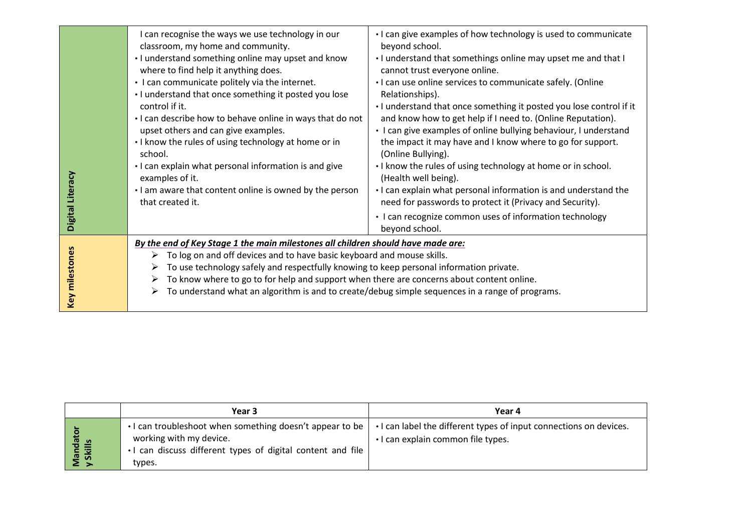| | | |
|---|---|---|
| **Digital Literacy** | I can recognise the ways we use technology in our classroom, my home and community.<br>• I understand something online may upset and know where to find help it anything does.<br>• I can communicate politely via the internet.<br>• I understand that once something it posted you lose control if it.<br>• I can describe how to behave online in ways that do not upset others and can give examples.<br>• I know the rules of using technology at home or in school.<br>• I can explain what personal information is and give examples of it.<br>• I am aware that content online is owned by the person that created it. | • I can give examples of how technology is used to communicate beyond school.<br>• I understand that somethings online may upset me and that I cannot trust everyone online.<br>• I can use online services to communicate safely. (Online Relationships).<br>• I understand that once something it posted you lose control if it and know how to get help if I need to. (Online Reputation).<br>• I can give examples of online bullying behaviour, I understand the impact it may have and I know where to go for support. (Online Bullying).<br>• I know the rules of using technology at home or in school. (Health well being).<br>• I can explain what personal information is and understand the need for passwords to protect it (Privacy and Security).<br>• I can recognize common uses of information technology beyond school. |
| **Key milestones** | ***By the end of Key Stage 1 the main milestones all children should have made are:***<br>➢ To log on and off devices and to have basic keyboard and mouse skills.<br>➢ To use technology safely and respectfully knowing to keep personal information private.<br>➢ To know where to go to for help and support when there are concerns about content online.<br>➢ To understand what an algorithm is and to create/debug simple sequences in a range of programs. | |

| | Year 3 | Year 4 |
|---|---|---|
| **Mandatory Skills** | • I can troubleshoot when something doesn't appear to be working with my device.<br>• I can discuss different types of digital content and file types. | • I can label the different types of input connections on devices.<br>• I can explain common file types. |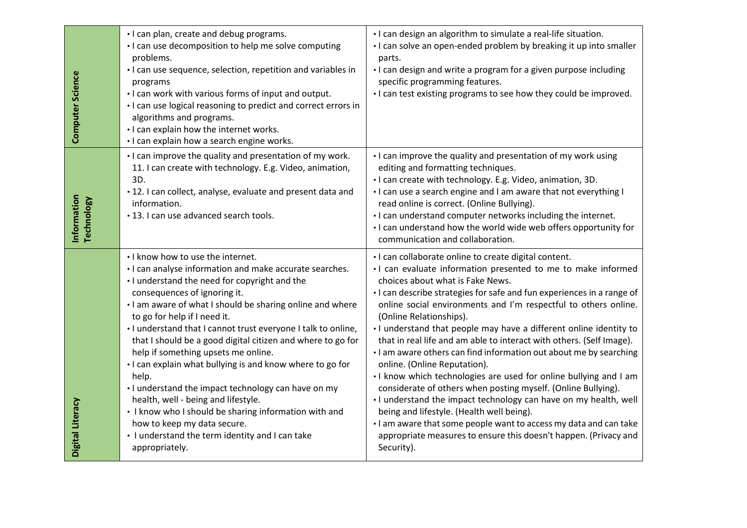| | | |
|---|---|---|
| **Computer Science** | • I can plan, create and debug programs.<br>• I can use decomposition to help me solve computing problems.<br>• I can use sequence, selection, repetition and variables in programs<br>• I can work with various forms of input and output.<br>• I can use logical reasoning to predict and correct errors in algorithms and programs.<br>• I can explain how the internet works.<br>• I can explain how a search engine works. | • I can design an algorithm to simulate a real-life situation.<br>• I can solve an open-ended problem by breaking it up into smaller parts.<br>• I can design and write a program for a given purpose including specific programming features.<br>• I can test existing programs to see how they could be improved. |
| **Information Technology** | • I can improve the quality and presentation of my work.<br>11. I can create with technology. E.g. Video, animation, 3D.<br>• 12. I can collect, analyse, evaluate and present data and information.<br>• 13. I can use advanced search tools. | • I can improve the quality and presentation of my work using editing and formatting techniques.<br>• I can create with technology. E.g. Video, animation, 3D.<br>• I can use a search engine and I am aware that not everything I read online is correct. (Online Bullying).<br>• I can understand computer networks including the internet.<br>• I can understand how the world wide web offers opportunity for communication and collaboration. |
| **Digital Literacy** | • I know how to use the internet.<br>• I can analyse information and make accurate searches.<br>• I understand the need for copyright and the consequences of ignoring it.<br>• I am aware of what I should be sharing online and where to go for help if I need it.<br>• I understand that I cannot trust everyone I talk to online, that I should be a good digital citizen and where to go for help if something upsets me online.<br>• I can explain what bullying is and know where to go for help.<br>• I understand the impact technology can have on my health, well - being and lifestyle.<br>• I know who I should be sharing information with and how to keep my data secure.<br>• I understand the term identity and I can take appropriately. | • I can collaborate online to create digital content.<br>• I can evaluate information presented to me to make informed choices about what is Fake News.<br>• I can describe strategies for safe and fun experiences in a range of online social environments and I'm respectful to others online. (Online Relationships).<br>• I understand that people may have a different online identity to that in real life and am able to interact with others. (Self Image).<br>• I am aware others can find information out about me by searching online. (Online Reputation).<br>• I know which technologies are used for online bullying and I am considerate of others when posting myself. (Online Bullying).<br>• I understand the impact technology can have on my health, well being and lifestyle. (Health well being).<br>• I am aware that some people want to access my data and can take appropriate measures to ensure this doesn't happen. (Privacy and Security). |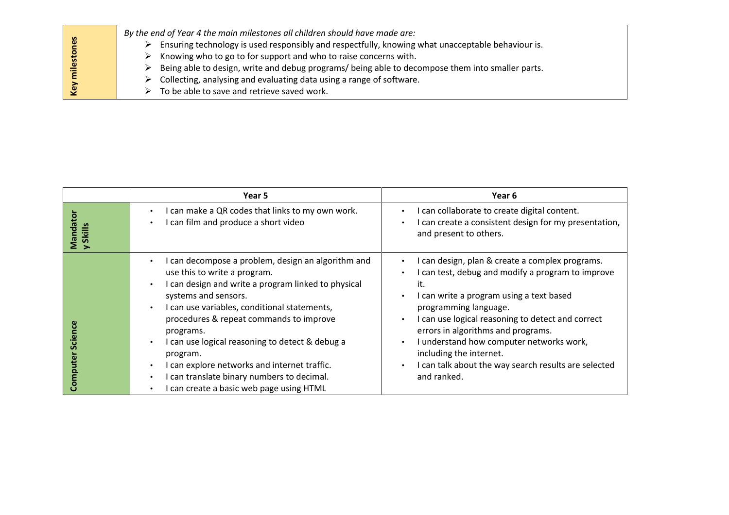| Key milestones | *By the end of Year 4 the main milestones all children should have made are:*<br>➢ Ensuring technology is used responsibly and respectfully, knowing what unacceptable behaviour is.<br>➢ Knowing who to go to for support and who to raise concerns with.<br>➢ Being able to design, write and debug programs/ being able to decompose them into smaller parts.<br>➢ Collecting, analysing and evaluating data using a range of software.<br>➢ To be able to save and retrieve saved work. |
|---|---|

| | Year 5 | Year 6 |
|---|---|---|
| **Mandatory Skills** | • I can make a QR codes that links to my own work.<br>• I can film and produce a short video | • I can collaborate to create digital content.<br>• I can create a consistent design for my presentation, and present to others. |
| **Computer Science** | • I can decompose a problem, design an algorithm and use this to write a program.<br>• I can design and write a program linked to physical systems and sensors.<br>• I can use variables, conditional statements, procedures & repeat commands to improve programs.<br>• I can use logical reasoning to detect & debug a program.<br>• I can explore networks and internet traffic.<br>• I can translate binary numbers to decimal.<br>• I can create a basic web page using HTML | • I can design, plan & create a complex programs.<br>• I can test, debug and modify a program to improve it.<br>• I can write a program using a text based programming language.<br>• I can use logical reasoning to detect and correct errors in algorithms and programs.<br>• I understand how computer networks work, including the internet.<br>• I can talk about the way search results are selected and ranked. |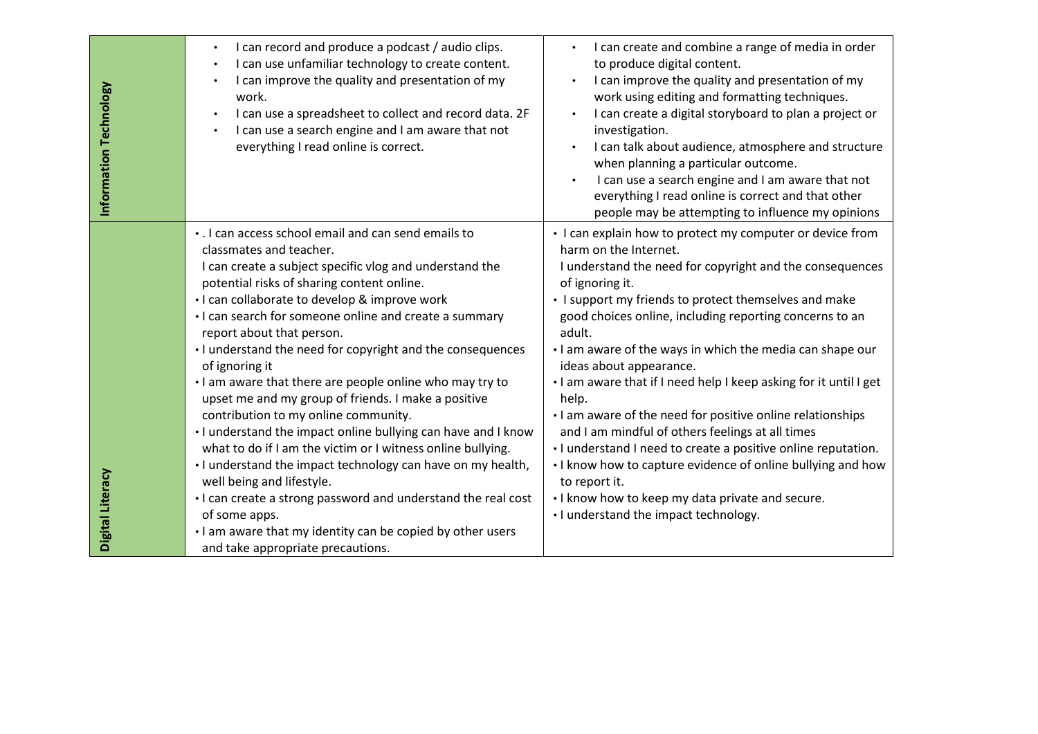| | | |
|---|---|---|
| **Information Technology** | • I can record and produce a podcast / audio clips.<br>• I can use unfamiliar technology to create content.<br>• I can improve the quality and presentation of my work.<br>• I can use a spreadsheet to collect and record data. 2F<br>• I can use a search engine and I am aware that not everything I read online is correct. | • I can create and combine a range of media in order to produce digital content.<br>• I can improve the quality and presentation of my work using editing and formatting techniques.<br>• I can create a digital storyboard to plan a project or investigation.<br>• I can talk about audience, atmosphere and structure when planning a particular outcome.<br>• I can use a search engine and I am aware that not everything I read online is correct and that other people may be attempting to influence my opinions |
| **Digital Literacy** | • . I can access school email and can send emails to classmates and teacher.<br>I can create a subject specific vlog and understand the potential risks of sharing content online.<br>• I can collaborate to develop & improve work<br>• I can search for someone online and create a summary report about that person.<br>• I understand the need for copyright and the consequences of ignoring it<br>• I am aware that there are people online who may try to upset me and my group of friends. I make a positive contribution to my online community.<br>• I understand the impact online bullying can have and I know what to do if I am the victim or I witness online bullying.<br>• I understand the impact technology can have on my health, well being and lifestyle.<br>• I can create a strong password and understand the real cost of some apps.<br>• I am aware that my identity can be copied by other users and take appropriate precautions. | • I can explain how to protect my computer or device from harm on the Internet.<br>I understand the need for copyright and the consequences of ignoring it.<br>• I support my friends to protect themselves and make good choices online, including reporting concerns to an adult.<br>• I am aware of the ways in which the media can shape our ideas about appearance.<br>• I am aware that if I need help I keep asking for it until I get help.<br>• I am aware of the need for positive online relationships and I am mindful of others feelings at all times<br>• I understand I need to create a positive online reputation.<br>• I know how to capture evidence of online bullying and how to report it.<br>• I know how to keep my data private and secure.<br>• I understand the impact technology. |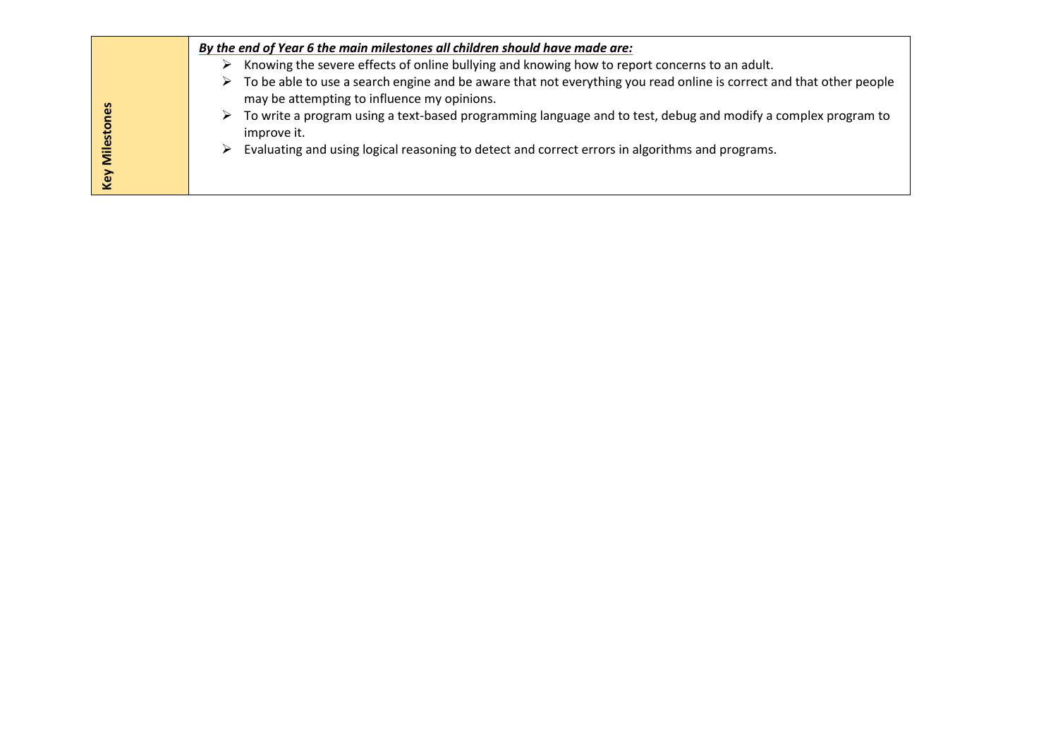| | |
|---|---|
| **Key Milestones** | ***By the end of Year 6 the main milestones all children should have made are:***<br>➢ Knowing the severe effects of online bullying and knowing how to report concerns to an adult.<br>➢ To be able to use a search engine and be aware that not everything you read online is correct and that other people may be attempting to influence my opinions.<br>➢ To write a program using a text-based programming language and to test, debug and modify a complex program to improve it.<br>➢ Evaluating and using logical reasoning to detect and correct errors in algorithms and programs. |